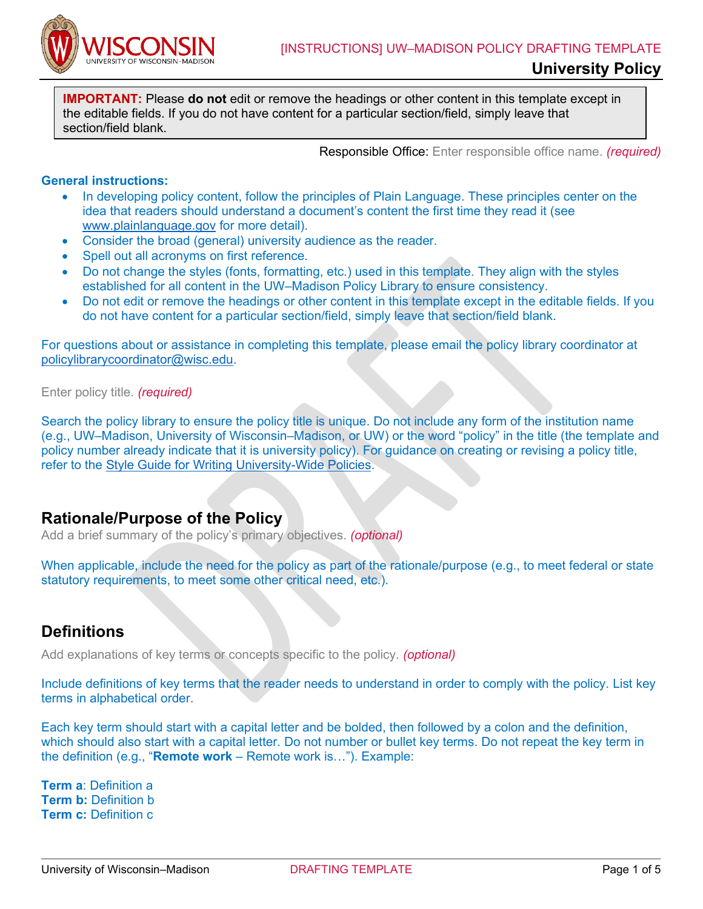[INSTRUCTIONS] UW–MADISON POLICY DRAFTING TEMPLATE

**University Policy**

**IMPORTANT:** Please **do not** edit or remove the headings or other content in this template except in the editable fields. If you do not have content for a particular section/field, simply leave that section/field blank.

Responsible Office: Enter responsible office name. *(required)*

**General instructions:**

- In developing policy content, follow the principles of Plain Language. These principles center on the idea that readers should understand a document's content the first time they read it (see www.plainlanguage.gov for more detail).
- Consider the broad (general) university audience as the reader.
- Spell out all acronyms on first reference.
- Do not change the styles (fonts, formatting, etc.) used in this template. They align with the styles established for all content in the UW–Madison Policy Library to ensure consistency.
- Do not edit or remove the headings or other content in this template except in the editable fields. If you do not have content for a particular section/field, simply leave that section/field blank.

For questions about or assistance in completing this template, please email the policy library coordinator at policylibrarycoordinator@wisc.edu.

Enter policy title. *(required)*

Search the policy library to ensure the policy title is unique. Do not include any form of the institution name (e.g., UW–Madison, University of Wisconsin–Madison, or UW) or the word "policy" in the title (the template and policy number already indicate that it is university policy). For guidance on creating or revising a policy title, refer to the Style Guide for Writing University-Wide Policies.

## Rationale/Purpose of the Policy

Add a brief summary of the policy's primary objectives. *(optional)*

When applicable, include the need for the policy as part of the rationale/purpose (e.g., to meet federal or state statutory requirements, to meet some other critical need, etc.).

## Definitions

Add explanations of key terms or concepts specific to the policy. *(optional)*

Include definitions of key terms that the reader needs to understand in order to comply with the policy. List key terms in alphabetical order.

Each key term should start with a capital letter and be bolded, then followed by a colon and the definition, which should also start with a capital letter. Do not number or bullet key terms. Do not repeat the key term in the definition (e.g., "**Remote work** – Remote work is…"). Example:

**Term a**: Definition a
**Term b:** Definition b
**Term c:** Definition c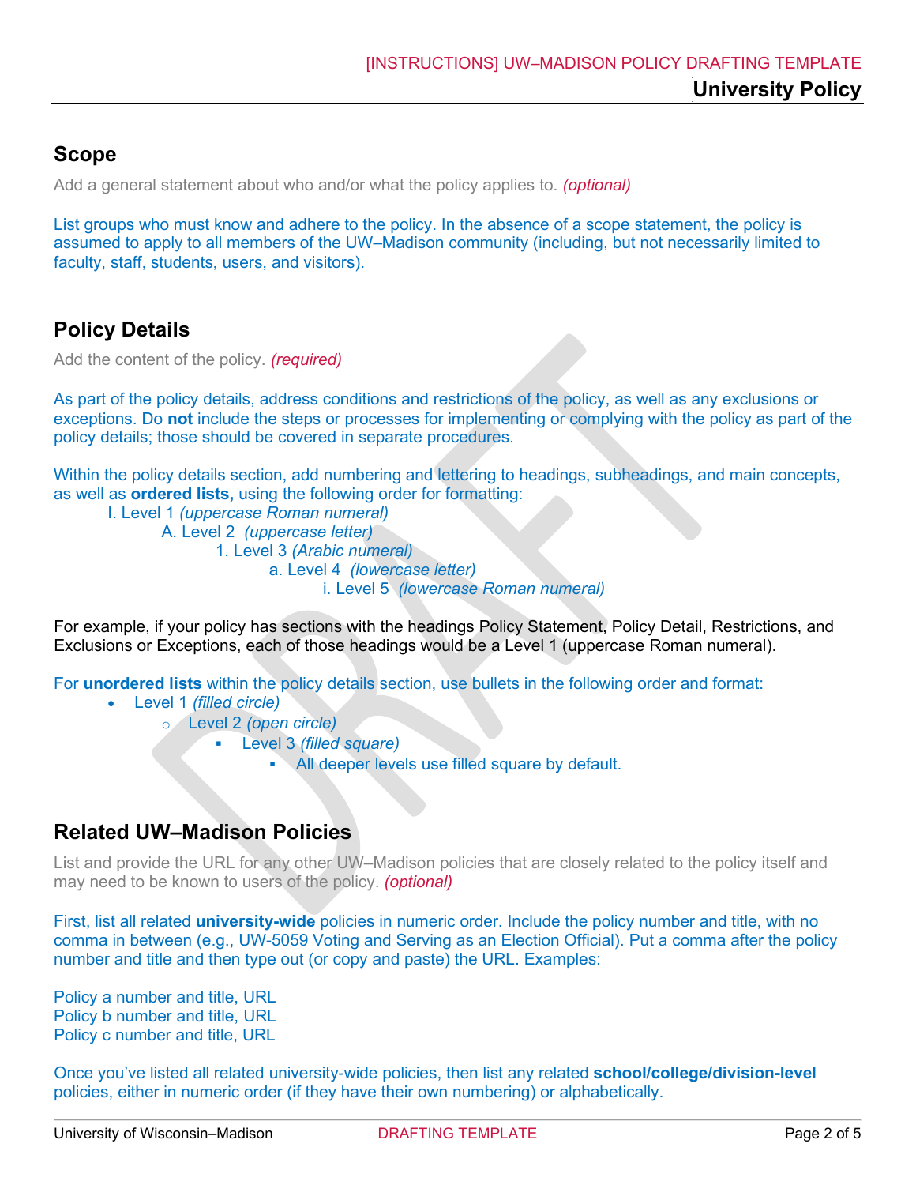## Scope

Add a general statement about who and/or what the policy applies to. *(optional)*

List groups who must know and adhere to the policy. In the absence of a scope statement, the policy is assumed to apply to all members of the UW–Madison community (including, but not necessarily limited to faculty, staff, students, users, and visitors).

## Policy Details

Add the content of the policy. *(required)*

As part of the policy details, address conditions and restrictions of the policy, as well as any exclusions or exceptions. Do **not** include the steps or processes for implementing or complying with the policy as part of the policy details; those should be covered in separate procedures.

Within the policy details section, add numbering and lettering to headings, subheadings, and main concepts, as well as **ordered lists,** using the following order for formatting:

I. Level 1 *(uppercase Roman numeral)*
    A. Level 2 *(uppercase letter)*
        1. Level 3 *(Arabic numeral)*
            a. Level 4 *(lowercase letter)*
                i. Level 5 *(lowercase Roman numeral)*

For example, if your policy has sections with the headings Policy Statement, Policy Detail, Restrictions, and Exclusions or Exceptions, each of those headings would be a Level 1 (uppercase Roman numeral).

For **unordered lists** within the policy details section, use bullets in the following order and format:

- Level 1 *(filled circle)*
  - Level 2 *(open circle)*
    - Level 3 *(filled square)*
      - All deeper levels use filled square by default.

## Related UW–Madison Policies

List and provide the URL for any other UW–Madison policies that are closely related to the policy itself and may need to be known to users of the policy. *(optional)*

First, list all related **university-wide** policies in numeric order. Include the policy number and title, with no comma in between (e.g., UW-5059 Voting and Serving as an Election Official). Put a comma after the policy number and title and then type out (or copy and paste) the URL. Examples:

Policy a number and title, URL
Policy b number and title, URL
Policy c number and title, URL

Once you've listed all related university-wide policies, then list any related **school/college/division-level** policies, either in numeric order (if they have their own numbering) or alphabetically.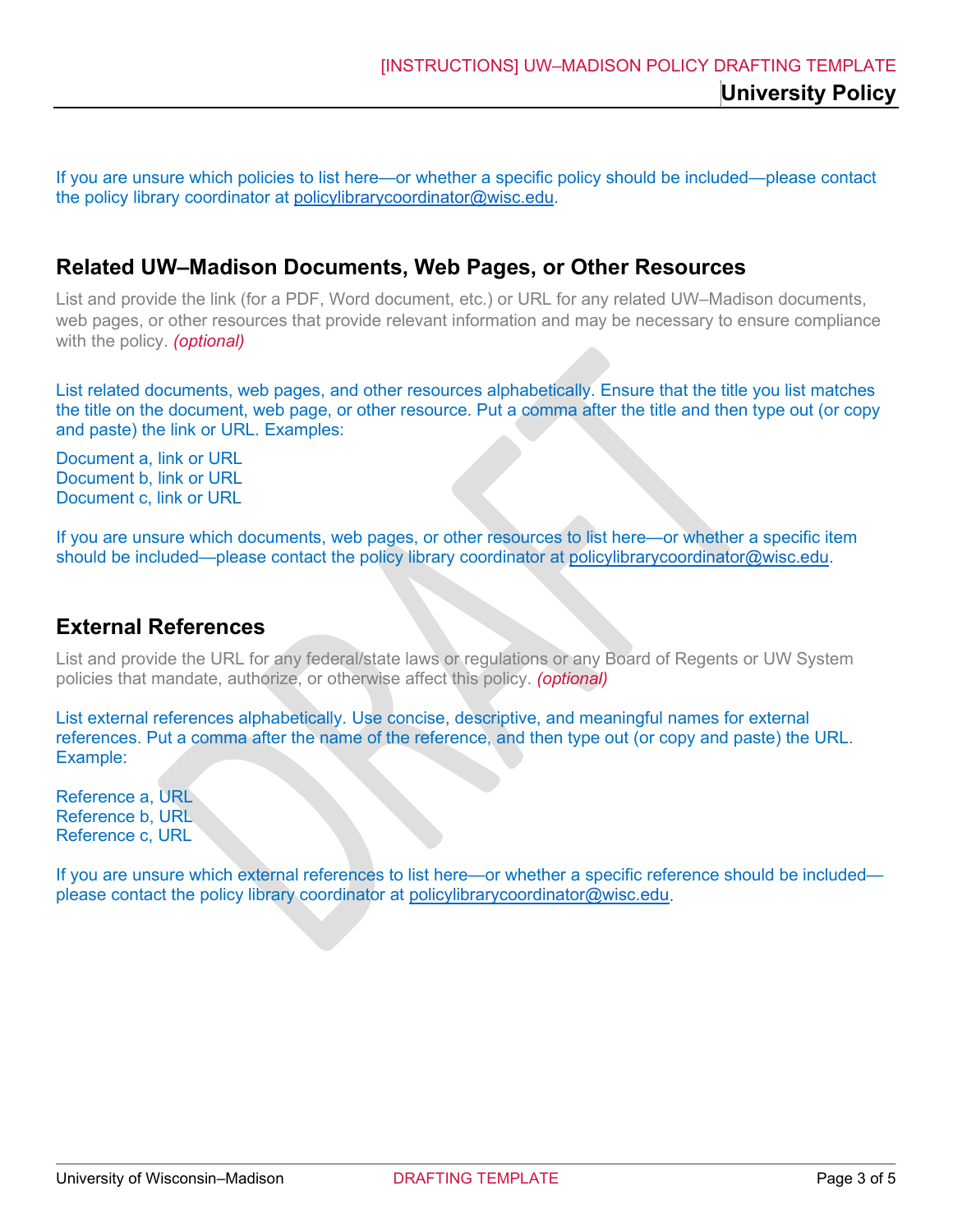If you are unsure which policies to list here—or whether a specific policy should be included—please contact the policy library coordinator at policylibrarycoordinator@wisc.edu.

## Related UW–Madison Documents, Web Pages, or Other Resources

List and provide the link (for a PDF, Word document, etc.) or URL for any related UW–Madison documents, web pages, or other resources that provide relevant information and may be necessary to ensure compliance with the policy. *(optional)*

List related documents, web pages, and other resources alphabetically. Ensure that the title you list matches the title on the document, web page, or other resource. Put a comma after the title and then type out (or copy and paste) the link or URL. Examples:

Document a, link or URL
Document b, link or URL
Document c, link or URL

If you are unsure which documents, web pages, or other resources to list here—or whether a specific item should be included—please contact the policy library coordinator at policylibrarycoordinator@wisc.edu.

## External References

List and provide the URL for any federal/state laws or regulations or any Board of Regents or UW System policies that mandate, authorize, or otherwise affect this policy. *(optional)*

List external references alphabetically. Use concise, descriptive, and meaningful names for external references. Put a comma after the name of the reference, and then type out (or copy and paste) the URL. Example:

Reference a, URL
Reference b, URL
Reference c, URL

If you are unsure which external references to list here—or whether a specific reference should be included—please contact the policy library coordinator at policylibrarycoordinator@wisc.edu.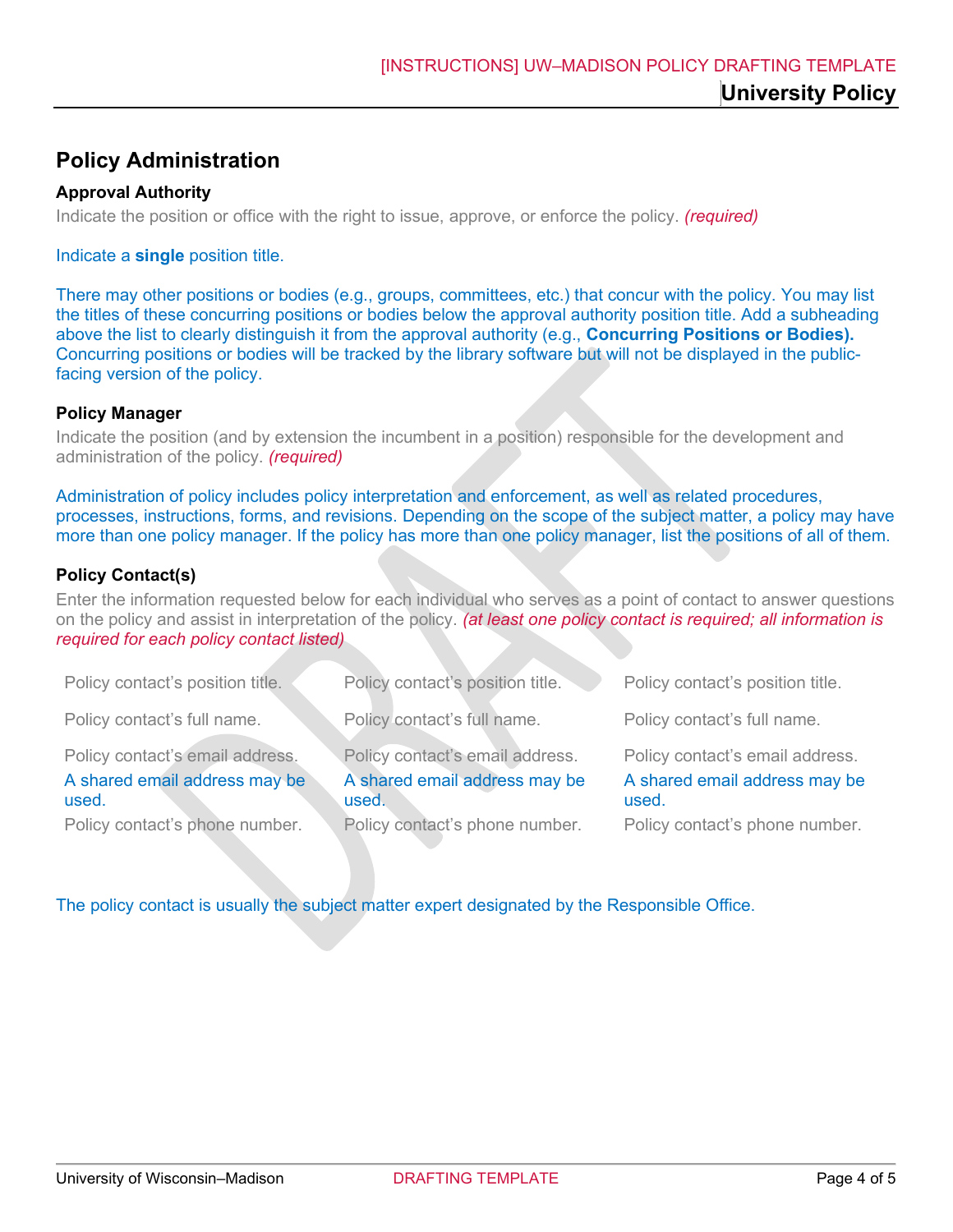## Policy Administration

### Approval Authority

Indicate the position or office with the right to issue, approve, or enforce the policy. *(required)*

Indicate a **single** position title.

There may other positions or bodies (e.g., groups, committees, etc.) that concur with the policy. You may list the titles of these concurring positions or bodies below the approval authority position title. Add a subheading above the list to clearly distinguish it from the approval authority (e.g., **Concurring Positions or Bodies).** Concurring positions or bodies will be tracked by the library software but will not be displayed in the public-facing version of the policy.

### Policy Manager

Indicate the position (and by extension the incumbent in a position) responsible for the development and administration of the policy. *(required)*

Administration of policy includes policy interpretation and enforcement, as well as related procedures, processes, instructions, forms, and revisions. Depending on the scope of the subject matter, a policy may have more than one policy manager. If the policy has more than one policy manager, list the positions of all of them.

### Policy Contact(s)

Enter the information requested below for each individual who serves as a point of contact to answer questions on the policy and assist in interpretation of the policy. *(at least one policy contact is required; all information is required for each policy contact listed)*

| | | |
|---|---|---|
| Policy contact's position title. | Policy contact's position title. | Policy contact's position title. |
| Policy contact's full name. | Policy contact's full name. | Policy contact's full name. |
| Policy contact's email address. A shared email address may be used. | Policy contact's email address. A shared email address may be used. | Policy contact's email address. A shared email address may be used. |
| Policy contact's phone number. | Policy contact's phone number. | Policy contact's phone number. |

The policy contact is usually the subject matter expert designated by the Responsible Office.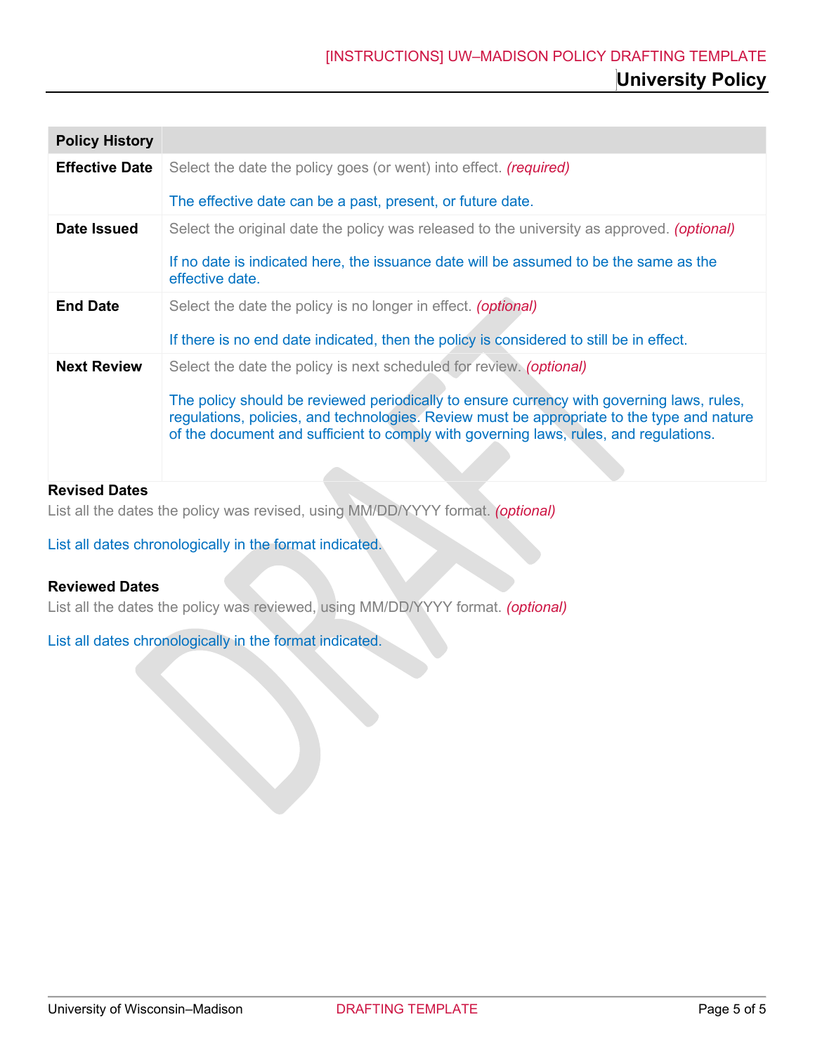| Policy History | |
|---|---|
| **Effective Date** | Select the date the policy goes (or went) into effect. *(required)*<br><br>The effective date can be a past, present, or future date. |
| **Date Issued** | Select the original date the policy was released to the university as approved. *(optional)*<br><br>If no date is indicated here, the issuance date will be assumed to be the same as the effective date. |
| **End Date** | Select the date the policy is no longer in effect. *(optional)*<br><br>If there is no end date indicated, then the policy is considered to still be in effect. |
| **Next Review** | Select the date the policy is next scheduled for review. *(optional)*<br><br>The policy should be reviewed periodically to ensure currency with governing laws, rules, regulations, policies, and technologies. Review must be appropriate to the type and nature of the document and sufficient to comply with governing laws, rules, and regulations. |

**Revised Dates**

List all the dates the policy was revised, using MM/DD/YYYY format. *(optional)*

List all dates chronologically in the format indicated.

**Reviewed Dates**

List all the dates the policy was reviewed, using MM/DD/YYYY format. *(optional)*

List all dates chronologically in the format indicated.